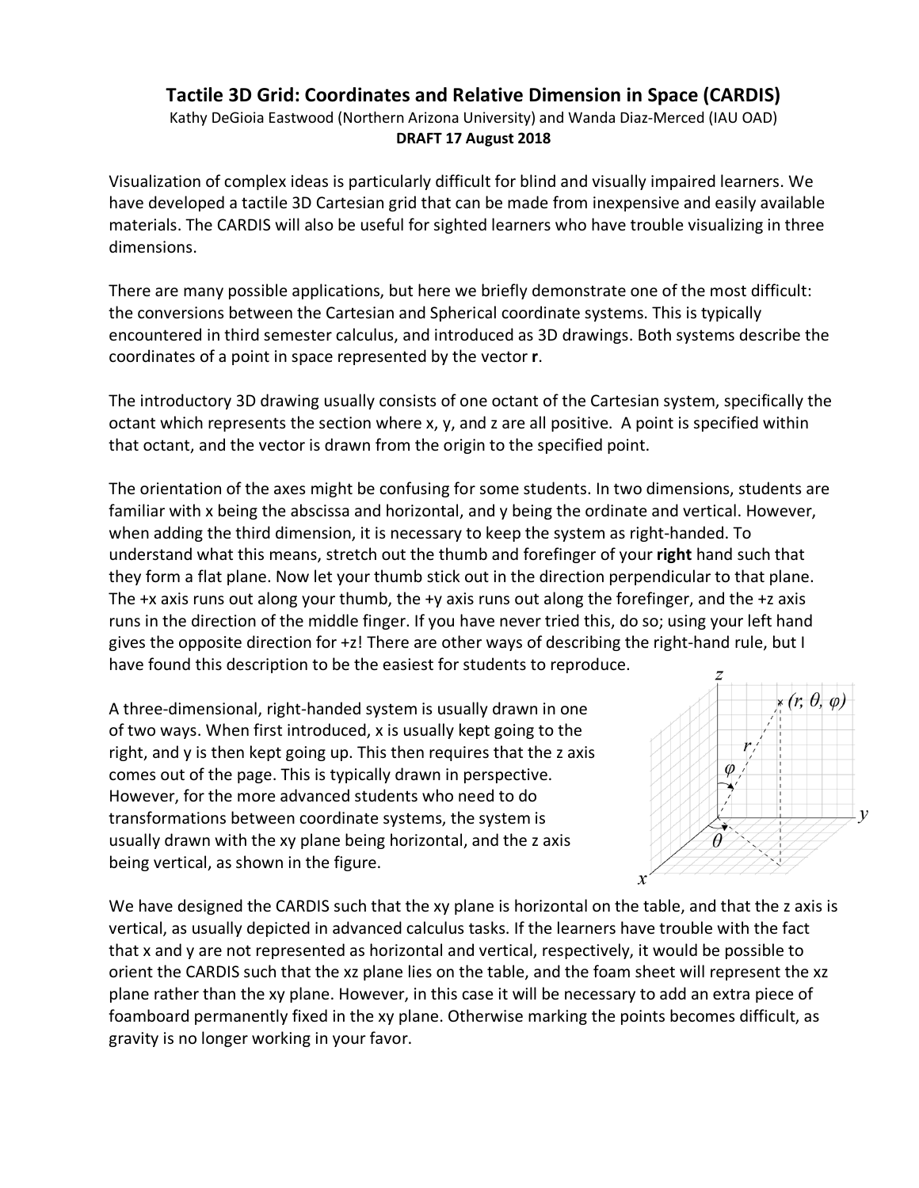# Tactile 3D Grid: Coordinates and Relative Dimension in Space (CARDIS)

Kathy DeGioia Eastwood (Northern Arizona University) and Wanda Diaz-Merced (IAU OAD)

**DRAFT 17 August 2018**

Visualization of complex ideas is particularly difficult for blind and visually impaired learners. We have developed a tactile 3D Cartesian grid that can be made from inexpensive and easily available materials. The CARDIS will also be useful for sighted learners who have trouble visualizing in three dimensions.

There are many possible applications, but here we briefly demonstrate one of the most difficult: the conversions between the Cartesian and Spherical coordinate systems. This is typically encountered in third semester calculus, and introduced as 3D drawings. Both systems describe the coordinates of a point in space represented by the vector **r**.

The introductory 3D drawing usually consists of one octant of the Cartesian system, specifically the octant which represents the section where x, y, and z are all positive. A point is specified within that octant, and the vector is drawn from the origin to the specified point.

The orientation of the axes might be confusing for some students. In two dimensions, students are familiar with x being the abscissa and horizontal, and y being the ordinate and vertical. However, when adding the third dimension, it is necessary to keep the system as right-handed. To understand what this means, stretch out the thumb and forefinger of your **right** hand such that they form a flat plane. Now let your thumb stick out in the direction perpendicular to that plane. The +x axis runs out along your thumb, the +y axis runs out along the forefinger, and the +z axis runs in the direction of the middle finger. If you have never tried this, do so; using your left hand gives the opposite direction for +z! There are other ways of describing the right-hand rule, but I have found this description to be the easiest for students to reproduce.

A three-dimensional, right-handed system is usually drawn in one of two ways. When first introduced, x is usually kept going to the right, and y is then kept going up. This then requires that the z axis comes out of the page. This is typically drawn in perspective. However, for the more advanced students who need to do transformations between coordinate systems, the system is usually drawn with the xy plane being horizontal, and the z axis being vertical, as shown in the figure.

We have designed the CARDIS such that the xy plane is horizontal on the table, and that the z axis is vertical, as usually depicted in advanced calculus tasks. If the learners have trouble with the fact that x and y are not represented as horizontal and vertical, respectively, it would be possible to orient the CARDIS such that the xz plane lies on the table, and the foam sheet will represent the xz plane rather than the xy plane. However, in this case it will be necessary to add an extra piece of foamboard permanently fixed in the xy plane. Otherwise marking the points becomes difficult, as gravity is no longer working in your favor.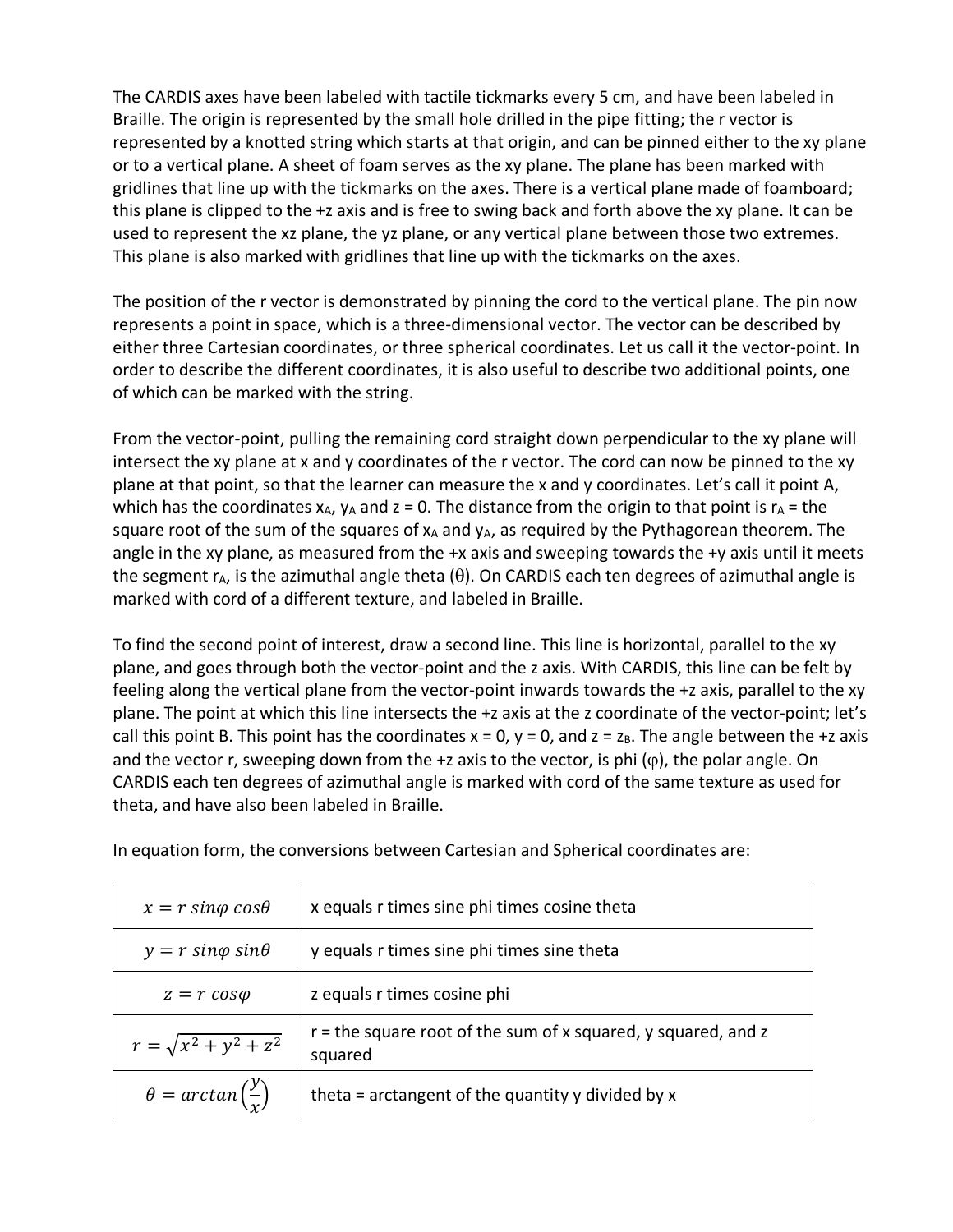The CARDIS axes have been labeled with tactile tickmarks every 5 cm, and have been labeled in Braille. The origin is represented by the small hole drilled in the pipe fitting; the r vector is represented by a knotted string which starts at that origin, and can be pinned either to the xy plane or to a vertical plane. A sheet of foam serves as the xy plane. The plane has been marked with gridlines that line up with the tickmarks on the axes. There is a vertical plane made of foamboard; this plane is clipped to the +z axis and is free to swing back and forth above the xy plane. It can be used to represent the xz plane, the yz plane, or any vertical plane between those two extremes. This plane is also marked with gridlines that line up with the tickmarks on the axes.

The position of the r vector is demonstrated by pinning the cord to the vertical plane. The pin now represents a point in space, which is a three-dimensional vector. The vector can be described by either three Cartesian coordinates, or three spherical coordinates. Let us call it the vector-point. In order to describe the different coordinates, it is also useful to describe two additional points, one of which can be marked with the string.

From the vector-point, pulling the remaining cord straight down perpendicular to the xy plane will intersect the xy plane at x and y coordinates of the r vector. The cord can now be pinned to the xy plane at that point, so that the learner can measure the x and y coordinates. Let's call it point A, which has the coordinates $x_A$, $y_A$ and z = 0. The distance from the origin to that point is $r_A$ = the square root of the sum of the squares of $x_A$ and $y_A$, as required by the Pythagorean theorem. The angle in the xy plane, as measured from the +x axis and sweeping towards the +y axis until it meets the segment $r_A$, is the azimuthal angle theta (θ). On CARDIS each ten degrees of azimuthal angle is marked with cord of a different texture, and labeled in Braille.

To find the second point of interest, draw a second line. This line is horizontal, parallel to the xy plane, and goes through both the vector-point and the z axis. With CARDIS, this line can be felt by feeling along the vertical plane from the vector-point inwards towards the +z axis, parallel to the xy plane. The point at which this line intersects the +z axis at the z coordinate of the vector-point; let's call this point B. This point has the coordinates x = 0, y = 0, and z = $z_B$. The angle between the +z axis and the vector r, sweeping down from the +z axis to the vector, is phi (φ), the polar angle. On CARDIS each ten degrees of azimuthal angle is marked with cord of the same texture as used for theta, and have also been labeled in Braille.

In equation form, the conversions between Cartesian and Spherical coordinates are:

| | |
|---|---|
| $x = r\ sin\varphi\ cos\theta$ | x equals r times sine phi times cosine theta |
| $y = r\ sin\varphi\ sin\theta$ | y equals r times sine phi times sine theta |
| $z = r\ cos\varphi$ | z equals r times cosine phi |
| $r = \sqrt{x^2 + y^2 + z^2}$ | r = the square root of the sum of x squared, y squared, and z squared |
| $\theta = arctan\left(\frac{y}{x}\right)$ | theta = arctangent of the quantity y divided by x |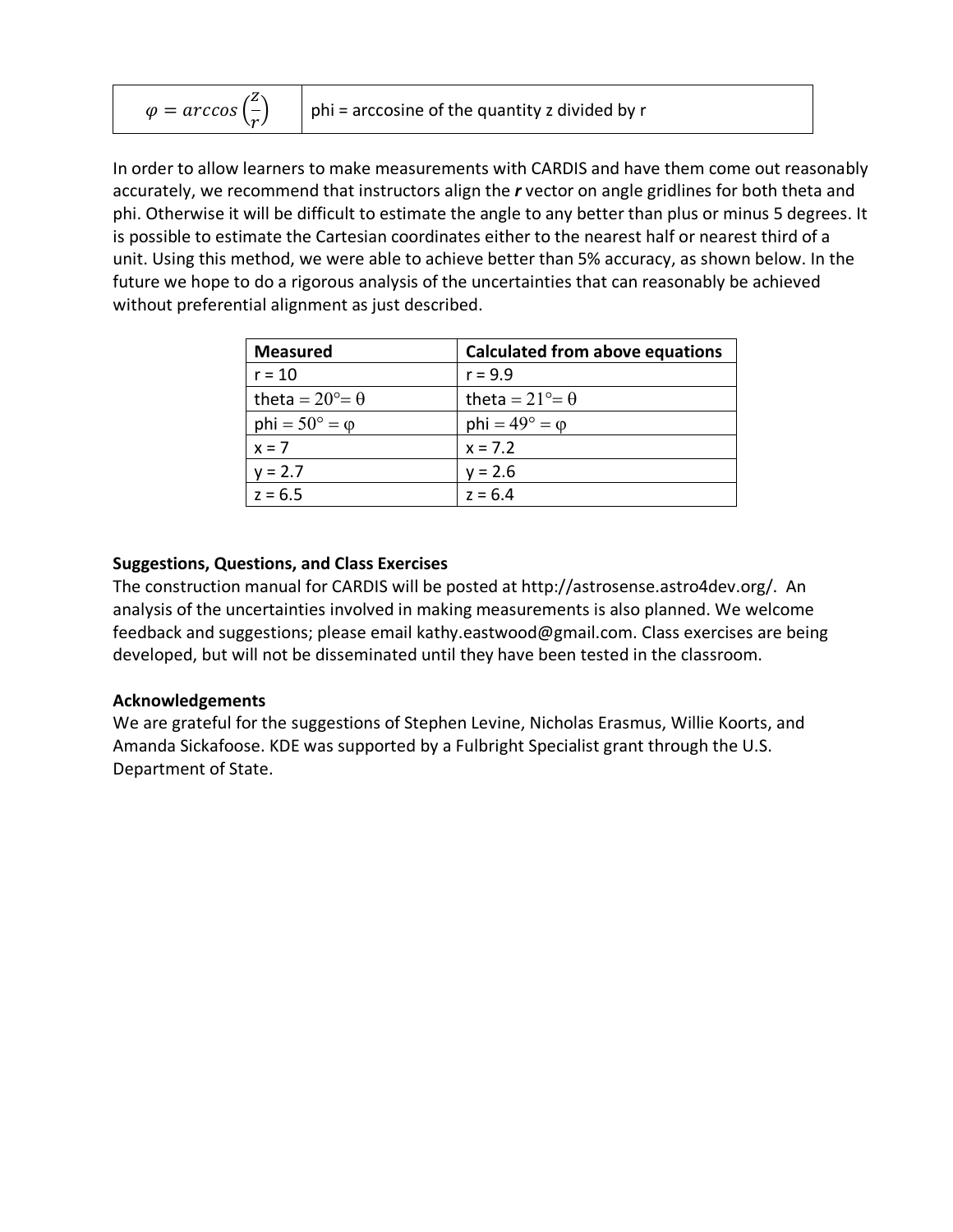| | |
|---|---|
| $\varphi = arccos\left(\frac{z}{r}\right)$ | phi = arccosine of the quantity z divided by r |

In order to allow learners to make measurements with CARDIS and have them come out reasonably accurately, we recommend that instructors align the ***r*** vector on angle gridlines for both theta and phi. Otherwise it will be difficult to estimate the angle to any better than plus or minus 5 degrees. It is possible to estimate the Cartesian coordinates either to the nearest half or nearest third of a unit. Using this method, we were able to achieve better than 5% accuracy, as shown below. In the future we hope to do a rigorous analysis of the uncertainties that can reasonably be achieved without preferential alignment as just described.

| **Measured** | **Calculated from above equations** |
|---|---|
| r = 10 | r = 9.9 |
| theta = $20° = \theta$ | theta = $21° = \theta$ |
| phi = $50° = \varphi$ | phi = $49° = \varphi$ |
| x = 7 | x = 7.2 |
| y = 2.7 | y = 2.6 |
| z = 6.5 | z = 6.4 |

**Suggestions, Questions, and Class Exercises**

The construction manual for CARDIS will be posted at http://astrosense.astro4dev.org/. An analysis of the uncertainties involved in making measurements is also planned. We welcome feedback and suggestions; please email kathy.eastwood@gmail.com. Class exercises are being developed, but will not be disseminated until they have been tested in the classroom.

**Acknowledgements**

We are grateful for the suggestions of Stephen Levine, Nicholas Erasmus, Willie Koorts, and Amanda Sickafoose. KDE was supported by a Fulbright Specialist grant through the U.S. Department of State.